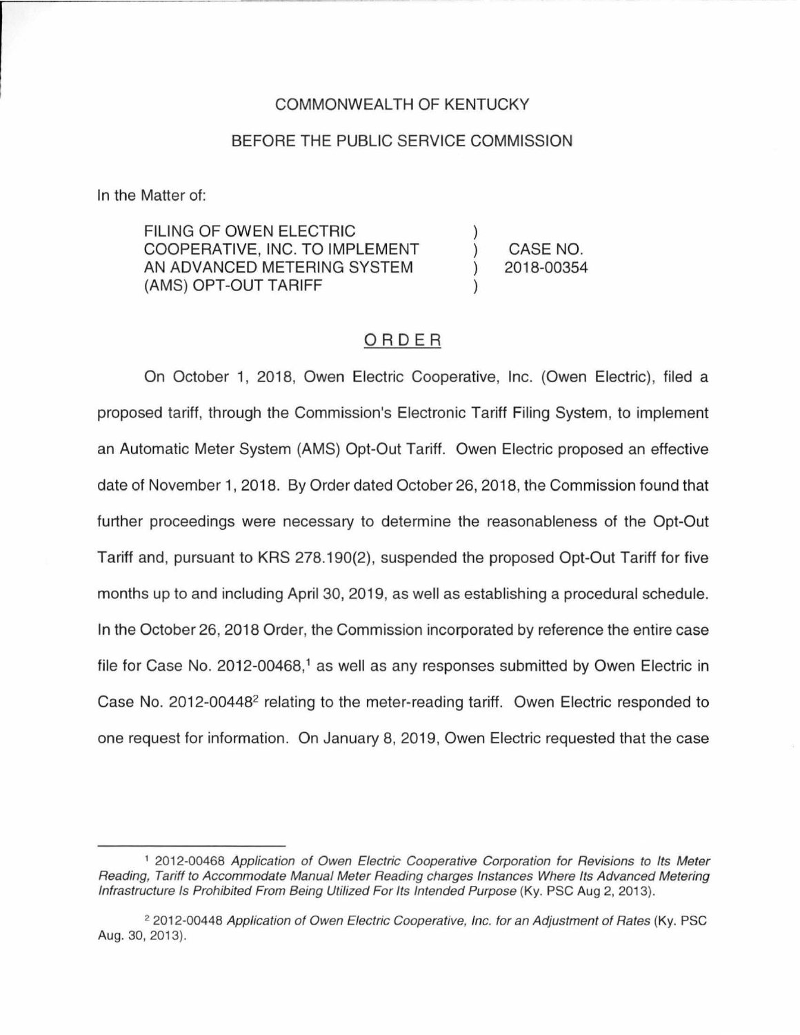COMMONWEALTH OF KENTUCKY

BEFORE THE PUBLIC SERVICE COMMISSION

In the Matter of:

| | | |
|---|---|---|
| FILING OF OWEN ELECTRIC COOPERATIVE, INC. TO IMPLEMENT AN ADVANCED METERING SYSTEM (AMS) OPT-OUT TARIFF | ) | CASE NO. 2018-00354 |

## ORDER

On October 1, 2018, Owen Electric Cooperative, Inc. (Owen Electric), filed a proposed tariff, through the Commission's Electronic Tariff Filing System, to implement an Automatic Meter System (AMS) Opt-Out Tariff. Owen Electric proposed an effective date of November 1, 2018. By Order dated October 26, 2018, the Commission found that further proceedings were necessary to determine the reasonableness of the Opt-Out Tariff and, pursuant to KRS 278.190(2), suspended the proposed Opt-Out Tariff for five months up to and including April 30, 2019, as well as establishing a procedural schedule. In the October 26, 2018 Order, the Commission incorporated by reference the entire case file for Case No. 2012-00468,[1] as well as any responses submitted by Owen Electric in Case No. 2012-00448[2] relating to the meter-reading tariff. Owen Electric responded to one request for information. On January 8, 2019, Owen Electric requested that the case

---

[1] 2012-00468 *Application of Owen Electric Cooperative Corporation for Revisions to Its Meter Reading, Tariff to Accommodate Manual Meter Reading charges Instances Where Its Advanced Metering Infrastructure Is Prohibited From Being Utilized For Its Intended Purpose* (Ky. PSC Aug 2, 2013).

[2] 2012-00448 *Application of Owen Electric Cooperative, Inc. for an Adjustment of Rates* (Ky. PSC Aug. 30, 2013).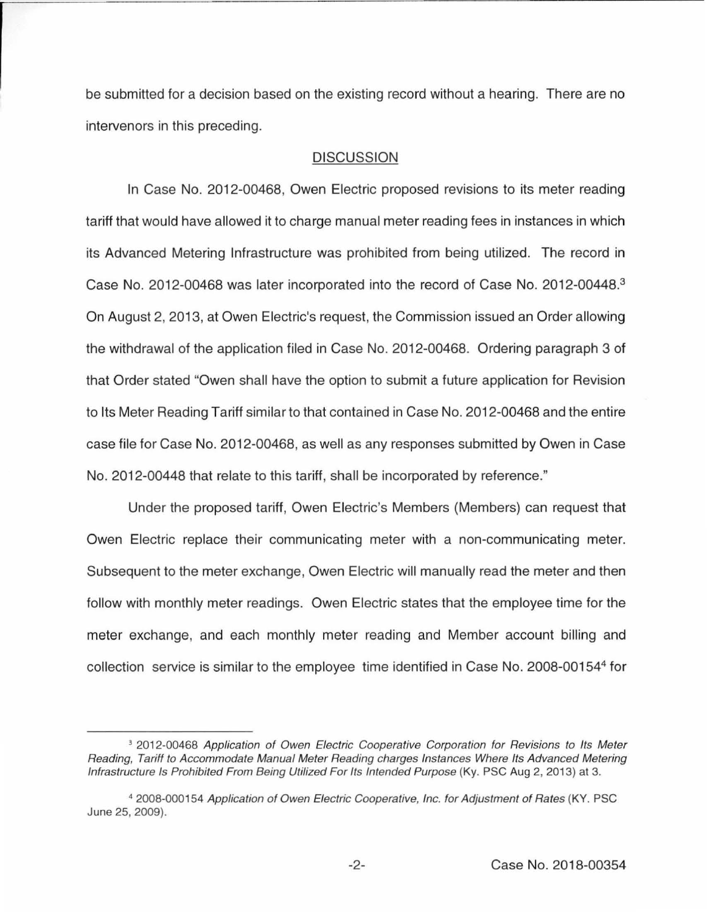be submitted for a decision based on the existing record without a hearing. There are no intervenors in this preceding.

## DISCUSSION

In Case No. 2012-00468, Owen Electric proposed revisions to its meter reading tariff that would have allowed it to charge manual meter reading fees in instances in which its Advanced Metering Infrastructure was prohibited from being utilized. The record in Case No. 2012-00468 was later incorporated into the record of Case No. 2012-00448.[3] On August 2, 2013, at Owen Electric's request, the Commission issued an Order allowing the withdrawal of the application filed in Case No. 2012-00468. Ordering paragraph 3 of that Order stated "Owen shall have the option to submit a future application for Revision to Its Meter Reading Tariff similar to that contained in Case No. 2012-00468 and the entire case file for Case No. 2012-00468, as well as any responses submitted by Owen in Case No. 2012-00448 that relate to this tariff, shall be incorporated by reference."

Under the proposed tariff, Owen Electric's Members (Members) can request that Owen Electric replace their communicating meter with a non-communicating meter. Subsequent to the meter exchange, Owen Electric will manually read the meter and then follow with monthly meter readings. Owen Electric states that the employee time for the meter exchange, and each monthly meter reading and Member account billing and collection service is similar to the employee time identified in Case No. 2008-00154[4] for

---

[3] 2012-00468 *Application of Owen Electric Cooperative Corporation for Revisions to Its Meter Reading, Tariff to Accommodate Manual Meter Reading charges Instances Where Its Advanced Metering Infrastructure Is Prohibited From Being Utilized For Its Intended Purpose* (Ky. PSC Aug 2, 2013) at 3.

[4] 2008-000154 *Application of Owen Electric Cooperative, Inc. for Adjustment of Rates* (KY. PSC June 25, 2009).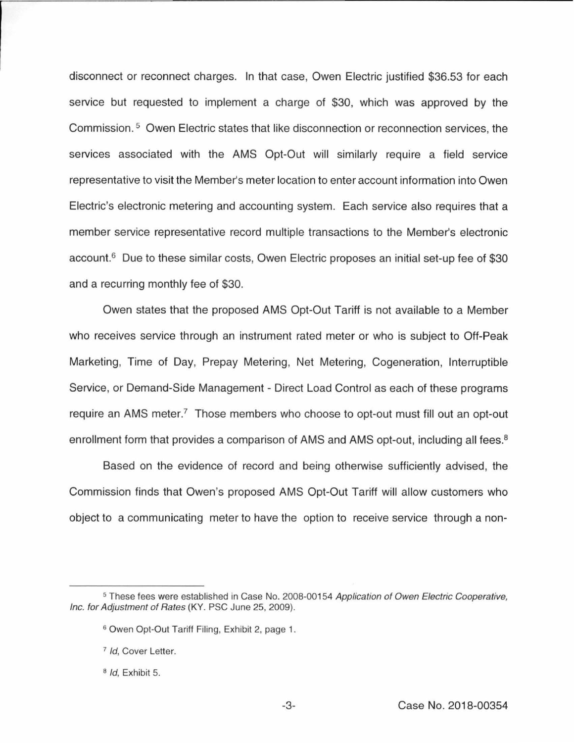disconnect or reconnect charges. In that case, Owen Electric justified $36.53 for each service but requested to implement a charge of $30, which was approved by the Commission.[5] Owen Electric states that like disconnection or reconnection services, the services associated with the AMS Opt-Out will similarly require a field service representative to visit the Member's meter location to enter account information into Owen Electric's electronic metering and accounting system. Each service also requires that a member service representative record multiple transactions to the Member's electronic account.[6] Due to these similar costs, Owen Electric proposes an initial set-up fee of $30 and a recurring monthly fee of $30.

Owen states that the proposed AMS Opt-Out Tariff is not available to a Member who receives service through an instrument rated meter or who is subject to Off-Peak Marketing, Time of Day, Prepay Metering, Net Metering, Cogeneration, Interruptible Service, or Demand-Side Management - Direct Load Control as each of these programs require an AMS meter.[7] Those members who choose to opt-out must fill out an opt-out enrollment form that provides a comparison of AMS and AMS opt-out, including all fees.[8]

Based on the evidence of record and being otherwise sufficiently advised, the Commission finds that Owen's proposed AMS Opt-Out Tariff will allow customers who object to a communicating meter to have the option to receive service through a non-

---

[5] These fees were established in Case No. 2008-00154 *Application of Owen Electric Cooperative, Inc. for Adjustment of Rates* (KY. PSC June 25, 2009).

[6] Owen Opt-Out Tariff Filing, Exhibit 2, page 1.

[7] *Id*, Cover Letter.

[8] *Id*, Exhibit 5.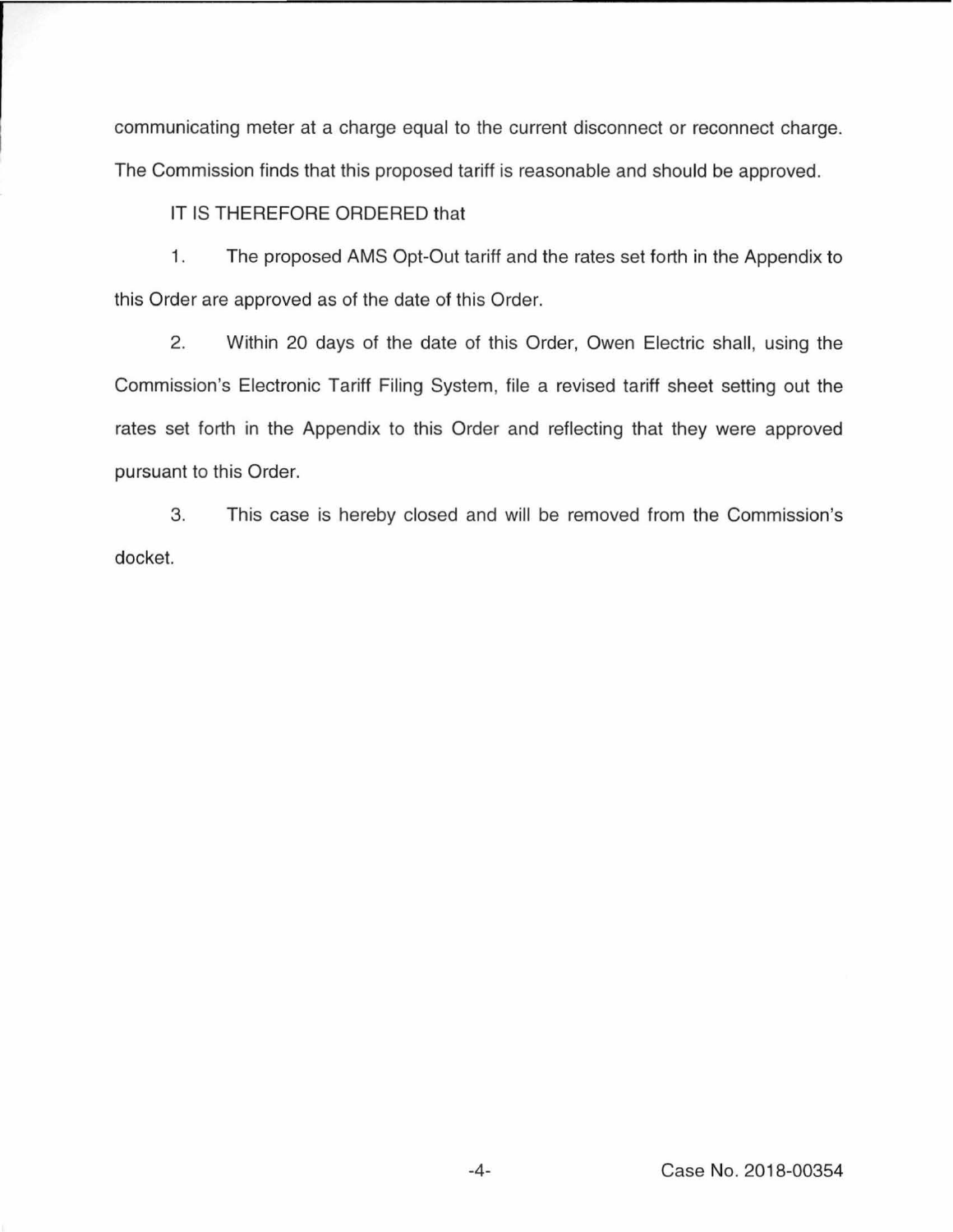communicating meter at a charge equal to the current disconnect or reconnect charge. The Commission finds that this proposed tariff is reasonable and should be approved.

IT IS THEREFORE ORDERED that

1. The proposed AMS Opt-Out tariff and the rates set forth in the Appendix to this Order are approved as of the date of this Order.

2. Within 20 days of the date of this Order, Owen Electric shall, using the Commission's Electronic Tariff Filing System, file a revised tariff sheet setting out the rates set forth in the Appendix to this Order and reflecting that they were approved pursuant to this Order.

3. This case is hereby closed and will be removed from the Commission's docket.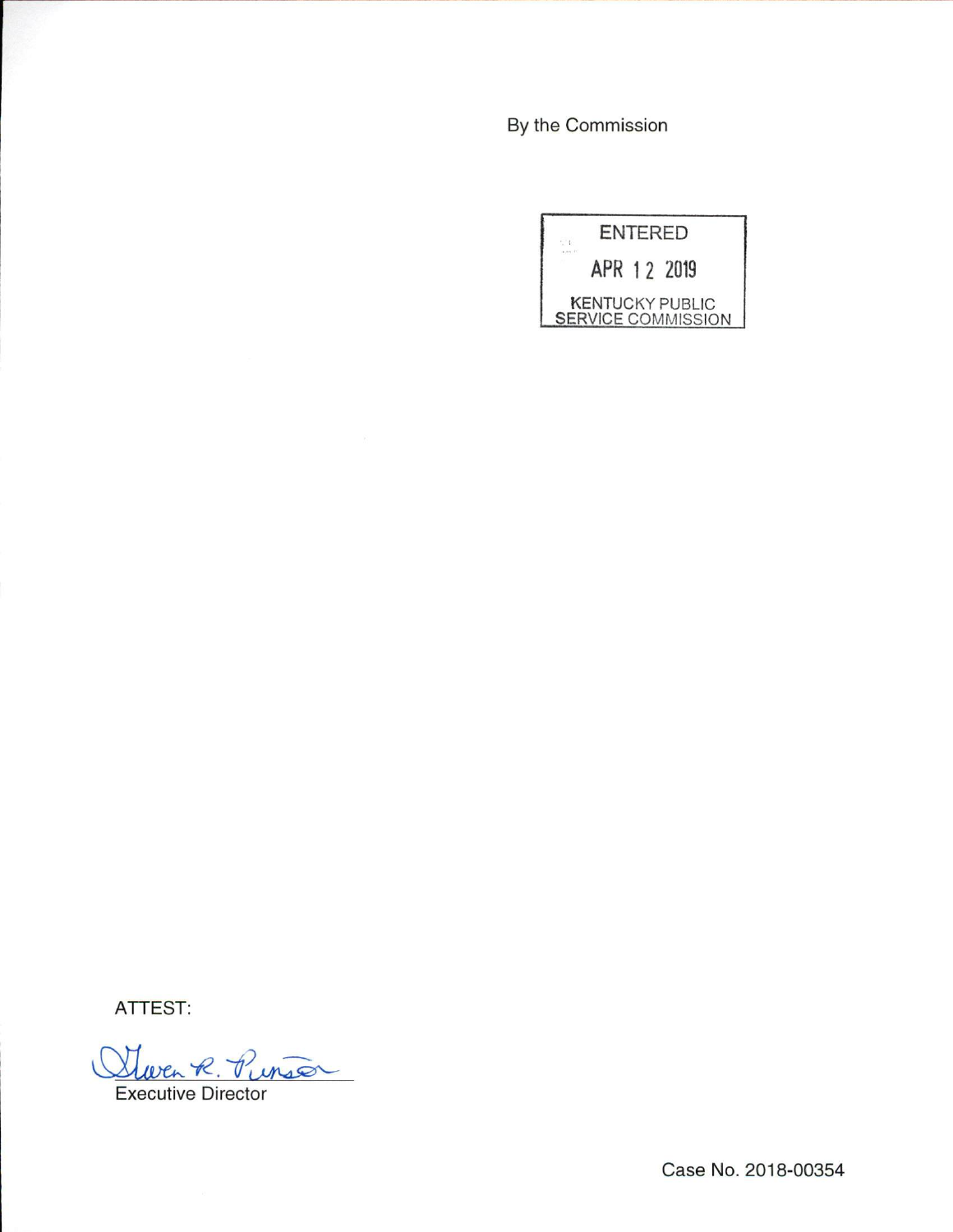By the Commission

ENTERED

APR 12 2019

KENTUCKY PUBLIC SERVICE COMMISSION

ATTEST:

Gwen R. Pinson

Executive Director

Case No. 2018-00354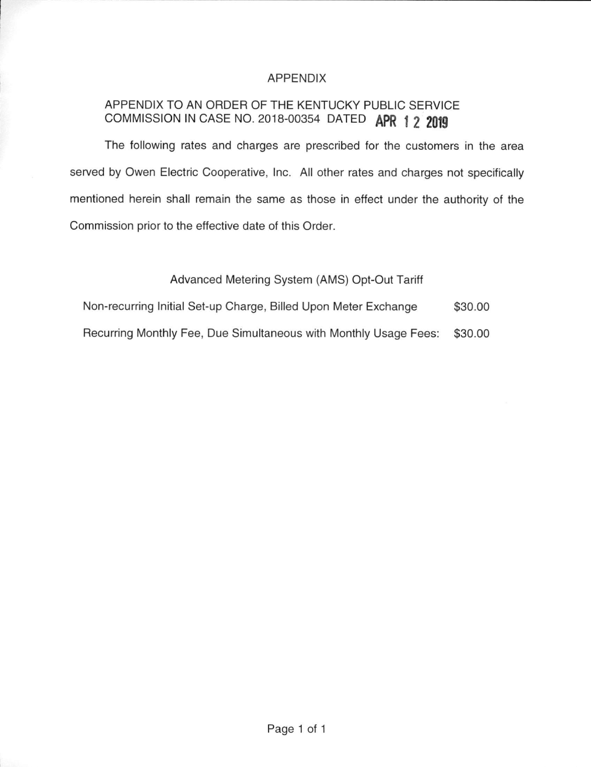# APPENDIX

APPENDIX TO AN ORDER OF THE KENTUCKY PUBLIC SERVICE COMMISSION IN CASE NO. 2018-00354 DATED **APR 12 2019**

The following rates and charges are prescribed for the customers in the area served by Owen Electric Cooperative, Inc. All other rates and charges not specifically mentioned herein shall remain the same as those in effect under the authority of the Commission prior to the effective date of this Order.

Advanced Metering System (AMS) Opt-Out Tariff

| | |
|---|---|
| Non-recurring Initial Set-up Charge, Billed Upon Meter Exchange | $30.00 |
| Recurring Monthly Fee, Due Simultaneous with Monthly Usage Fees: | $30.00 |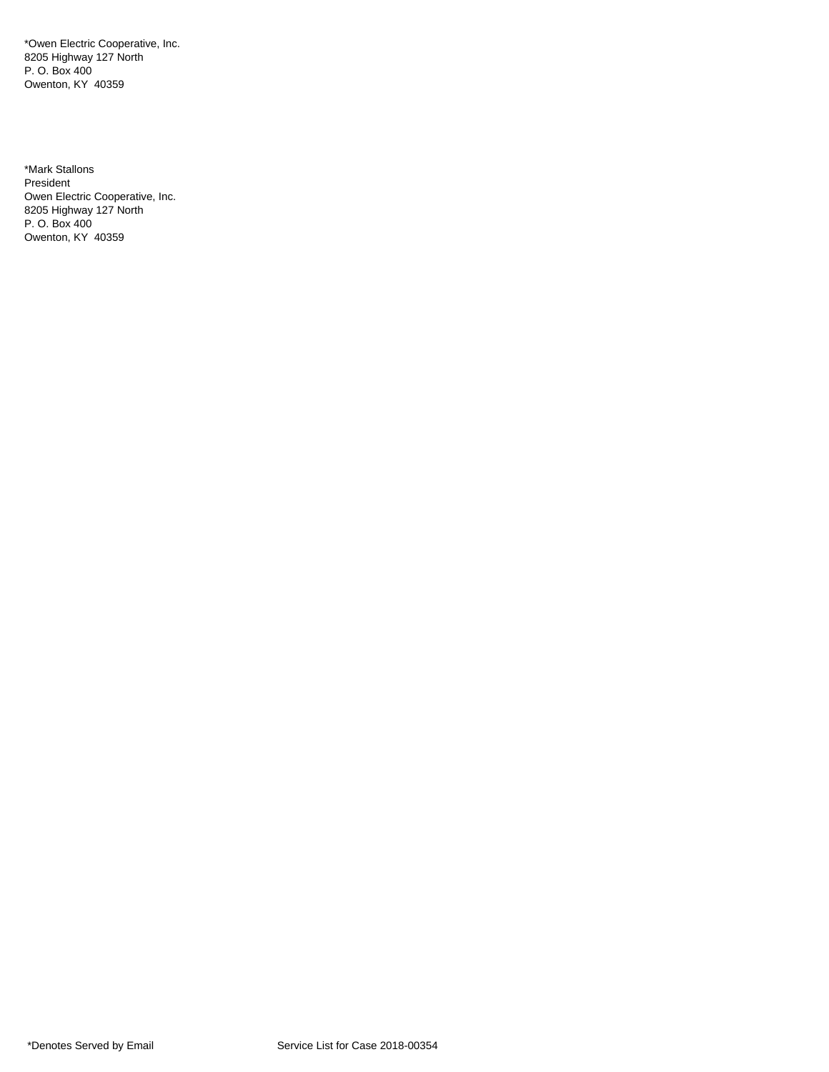*Owen Electric Cooperative, Inc.
8205 Highway 127 North
P. O. Box 400
Owenton, KY  40359

*Mark Stallons
President
Owen Electric Cooperative, Inc.
8205 Highway 127 North
P. O. Box 400
Owenton, KY  40359

*Denotes Served by Email

Service List for Case 2018-00354